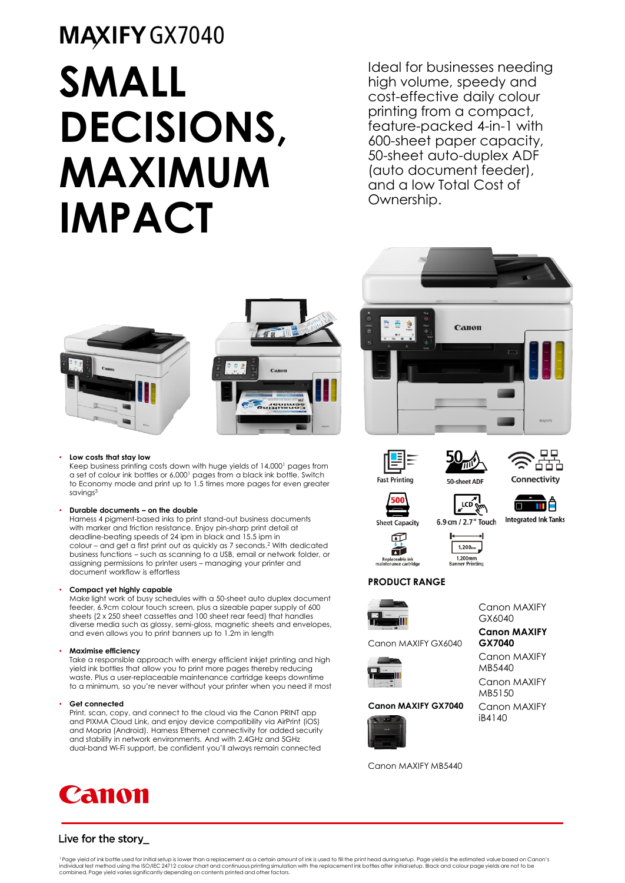# MAXIFY GX7040

# SMALL DECISIONS, MAXIMUM IMPACT

Ideal for businesses needing high volume, speedy and cost-effective daily colour printing from a compact, feature-packed 4-in-1 with 600-sheet paper capacity, 50-sheet auto-duplex ADF (auto document feeder), and a low Total Cost of Ownership.

- **Low costs that stay low**
  Keep business printing costs down with huge yields of 14,000[1] pages from a set of colour ink bottles or 6,000[1] pages from a black ink bottle. Switch to Economy mode and print up to 1.5 times more pages for even greater savings[3]

- **Durable documents – on the double**
  Harness 4 pigment-based inks to print stand-out business documents with marker and friction resistance. Enjoy pin-sharp print detail at deadline-beating speeds of 24 ipm in black and 15.5 ipm in colour – and get a first print out as quickly as 7 seconds.[2] With dedicated business functions – such as scanning to a USB, email or network folder, or assigning permissions to printer users – managing your printer and document workflow is effortless

- **Compact yet highly capable**
  Make light work of busy schedules with a 50-sheet auto duplex document feeder, 6.9cm colour touch screen, plus a sizeable paper supply of 600 sheets (2 x 250 sheet cassettes and 100 sheet rear feed) that handles diverse media such as glossy, semi-gloss, magnetic sheets and envelopes, and even allows you to print banners up to 1.2m in length

- **Maximise efficiency**
  Take a responsible approach with energy efficient inkjet printing and high yield ink bottles that allow you to print more pages thereby reducing waste. Plus a user-replaceable maintenance cartridge keeps downtime to a minimum, so you're never without your printer when you need it most

- **Get connected**
  Print, scan, copy, and connect to the cloud via the Canon PRINT app and PIXMA Cloud Link, and enjoy device compatibility via AirPrint (iOS) and Mopria (Android). Harness Ethernet connectivity for added security and stability in network environments. And with 2.4GHz and 5GHz dual-band Wi-Fi support, be confident you'll always remain connected

Fast Printing | 50-sheet ADF | Connectivity | Sheet Capacity | 6.9 cm / 2.7" Touch | Integrated Ink Tanks | Replaceable ink maintenance cartridge | 1,200mm Banner Printing

## PRODUCT RANGE

Canon MAXIFY GX6040

**Canon MAXIFY GX7040**

Canon MAXIFY MB5440

- Canon MAXIFY GX6040
- **Canon MAXIFY GX7040**
- Canon MAXIFY MB5440
- Canon MAXIFY MB5150
- Canon MAXIFY iB4140

Canon

Live for the story_

[1] Page yield of ink bottle used for initial setup is lower than a replacement as a certain amount of ink is used to fill the print head during setup. Page yield is the estimated value based on Canon's individual test method using the ISO/IEC 24712 colour chart and continuous printing simulation with the replacement ink bottles after initial setup. Black and colour page yields are not to be combined. Page yield varies significantly depending on contents printed and other factors.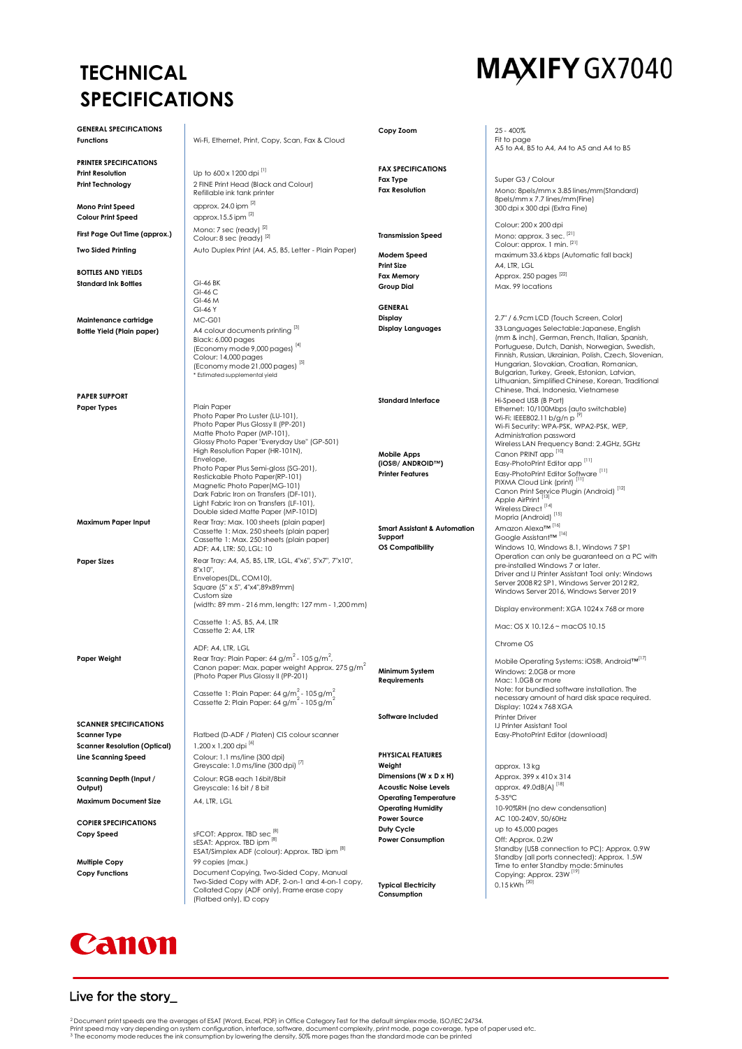# TECHNICAL SPECIFICATIONS

# MAXIFY GX7040

| GENERAL SPECIFICATIONS | |
|---|---|
| **Functions** | Wi-Fi, Ethernet, Print, Copy, Scan, Fax & Cloud |

| PRINTER SPECIFICATIONS | |
|---|---|
| **Print Resolution** | Up to 600 x 1200 dpi [1] |
| **Print Technology** | 2 FINE Print Head (Black and Colour)<br>Refillable ink tank printer |
| **Mono Print Speed** | approx. 24.0 ipm [2] |
| **Colour Print Speed** | approx.15.5 ipm [2] |
| **First Page Out Time (approx.)** | Mono: 7 sec (ready) [2]<br>Colour: 8 sec (ready) [2] |
| **Two Sided Printing** | Auto Duplex Print (A4, A5, B5, Letter - Plain Paper) |

| BOTTLES AND YIELDS | |
|---|---|
| **Standard Ink Bottles** | GI-46 BK<br>GI-46 C<br>GI-46 M<br>GI-46 Y |
| **Maintenance cartridge** | MC-G01 |
| **Bottle Yield (Plain paper)** | A4 colour documents printing [3]<br>Black: 6,000 pages<br>(Economy mode 9,000 pages) [4]<br>Colour: 14,000 pages<br>(Economy mode 21,000 pages) [5]<br>* Estimated supplemental yield |

| PAPER SUPPORT | |
|---|---|
| **Paper Types** | Plain Paper<br>Photo Paper Pro Luster (LU-101),<br>Photo Paper Plus Glossy II (PP-201)<br>Matte Photo Paper (MP-101),<br>Glossy Photo Paper "Everyday Use" (GP-501)<br>High Resolution Paper (HR-101N),<br>Envelope,<br>Photo Paper Plus Semi-gloss (SG-201),<br>Restickable Photo Paper(RP-101)<br>Magnetic Photo Paper(MG-101)<br>Dark Fabric Iron on Transfers (DF-101),<br>Light Fabric Iron on Transfers (LF-101),<br>Double sided Matte Paper (MP-101D) |
| **Maximum Paper Input** | Rear Tray: Max. 100 sheets (plain paper)<br>Cassette 1: Max. 250 sheets (plain paper)<br>Cassette 1: Max. 250 sheets (plain paper)<br>ADF: A4, LTR: 50, LGL: 10 |
| **Paper Sizes** | Rear Tray: A4, A5, B5, LTR, LGL, 4"x6", 5"x7", 7"x10", 8"x10",<br>Envelopes(DL, COM10),<br>Square (5" x 5", 4"x4",89x89mm)<br>Custom size<br>(width: 89 mm - 216 mm, length: 127 mm - 1,200 mm)<br><br>Cassette 1: A5, B5, A4, LTR<br>Cassette 2: A4, LTR<br><br>ADF: A4, LTR, LGL |
| **Paper Weight** | Rear Tray: Plain Paper: 64 g/m$^2$ - 105 g/m$^2$,<br>Canon paper: Max. paper weight Approx. 275 g/m$^2$<br>(Photo Paper Plus Glossy II (PP-201)<br><br>Cassette 1: Plain Paper: 64 g/m$^2$ - 105 g/m$^2$<br>Cassette 2: Plain Paper: 64 g/m$^2$ - 105 g/m$^2$ |

| SCANNER SPECIFICATIONS | |
|---|---|
| **Scanner Type** | Flatbed (D-ADF / Platen) CIS colour scanner |
| **Scanner Resolution (Optical)** | 1,200 x 1,200 dpi [6] |
| **Line Scanning Speed** | Colour: 1.1 ms/line (300 dpi)<br>Greyscale: 1.0 ms/line (300 dpi) [7] |
| **Scanning Depth (Input / Output)** | Colour: RGB each 16bit/8bit<br>Greyscale: 16 bit / 8 bit |
| **Maximum Document Size** | A4, LTR, LGL |

| COPIER SPECIFICATIONS | |
|---|---|
| **Copy Speed** | sFCOT: Approx. TBD sec [8]<br>sESAT: Approx. TBD ipm [8]<br>ESAT/Simplex ADF (colour): Approx. TBD ipm [8] |
| **Multiple Copy** | 99 copies (max.) |
| **Copy Functions** | Document Copying, Two-Sided Copy, Manual Two-Sided Copy with ADF, 2-on-1 and 4-on-1 copy, Collated Copy (ADF only), Frame erase copy (Flatbed only), ID copy |
| **Copy Zoom** | 25 - 400%<br>Fit to page<br>A5 to A4, B5 to A4, A4 to A5 and A4 to B5 |

| FAX SPECIFICATIONS | |
|---|---|
| **Fax Type** | Super G3 / Colour |
| **Fax Resolution** | Mono: 8pels/mm x 3.85 lines/mm(Standard)<br>8pels/mm x 7.7 lines/mm(Fine)<br>300 dpi x 300 dpi (Extra Fine)<br><br>Colour: 200 x 200 dpi |
| **Transmission Speed** | Mono: approx. 3 sec. [21]<br>Colour: approx. 1 min. [21] |
| **Modem Speed** | maximum 33.6 kbps (Automatic fall back) |
| **Print Size** | A4, LTR, LGL |
| **Fax Memory** | Approx. 250 pages [22] |
| **Group Dial** | Max. 99 locations |

| GENERAL | |
|---|---|
| **Display** | 2.7" / 6.9cm LCD (Touch Screen, Color) |
| **Display Languages** | 33 Languages Selectable:Japanese, English (mm & inch), German, French, Italian, Spanish, Portuguese, Dutch, Danish, Norwegian, Swedish, Finnish, Russian, Ukrainian, Polish, Czech, Slovenian, Hungarian, Slovakian, Croatian, Romanian, Bulgarian, Turkey, Greek, Estonian, Latvian, Lithuanian, Simplified Chinese, Korean, Traditional Chinese, Thai, Indonesia, Vietnamese |
| **Standard Interface** | Hi-Speed USB (B Port)<br>Ethernet: 10/100Mbps (auto switchable)<br>Wi-Fi: IEEE802.11 b/g/n p [9]<br>Wi-Fi Security: WPA-PSK, WPA2-PSK, WEP, Administration password<br>Wireless LAN Frequency Band: 2.4GHz, 5GHz |
| **Mobile Apps (iOS®/ ANDROID™)**<br>**Printer Features** | Canon PRINT app [10]<br>Easy-PhotoPrint Editor app [11]<br>Easy-PhotoPrint Editor Software [11]<br>PIXMA Cloud Link (print) [11]<br>Canon Print Service Plugin (Android) [12]<br>Apple AirPrint [13]<br>Wireless Direct [14]<br>Mopria (Android) [15] |
| **Smart Assistant & Automation Support** | Amazon Alexa™ [16]<br>Google Assistant™ [16] |
| **OS Compatibility** | Windows 10, Windows 8.1, Windows 7 SP1<br>Operation can only be guaranteed on a PC with pre-installed Windows 7 or later.<br>Driver and IJ Printer Assistant Tool only: Windows Server 2008 R2 SP1, Windows Server 2012 R2, Windows Server 2016, Windows Server 2019<br><br>Display environment: XGA 1024 x 768 or more<br><br>Mac: OS X 10.12.6 ~ macOS 10.15<br><br>Chrome OS<br><br>Mobile Operating Systems: iOS®, Android™[17] |
| **Minimum System Requirements** | Windows: 2.0GB or more<br>Mac: 1.0GB or more<br>Note: for bundled software installation. The necessary amount of hard disk space required.<br>Display: 1024 x 768 XGA |
| **Software Included** | Printer Driver<br>IJ Printer Assistant Tool<br>Easy-PhotoPrint Editor (download) |

| PHYSICAL FEATURES | |
|---|---|
| **Weight** | approx. 13 kg |
| **Dimensions (W x D x H)** | Approx. 399 x 410 x 314 |
| **Acoustic Noise Levels** | approx. 49.0dB(A) [18] |
| **Operating Temperature** | 5-35°C |
| **Operating Humidity** | 10-90%RH (no dew condensation) |
| **Power Source** | AC 100-240V, 50/60Hz |
| **Duty Cycle** | up to 45,000 pages |
| **Power Consumption** | Off: Approx. 0.2W<br>Standby (USB connection to PC): Approx. 0.9W<br>Standby (all ports connected): Approx. 1.5W<br>Time to enter Standby mode: 5minutes<br>Copying: Approx. 23W [19] |
| **Typical Electricity Consumption** | 0.15 kWh [20] |

Canon

Live for the story_

[2] Document print speeds are the averages of ESAT (Word, Excel, PDF) in Office Category Test for the default simplex mode, ISO/IEC 24734.
Print speed may vary depending on system configuration, interface, software, document complexity, print mode, page coverage, type of paper used etc.
[3] The economy mode reduces the ink consumption by lowering the density, 50% more pages than the standard mode can be printed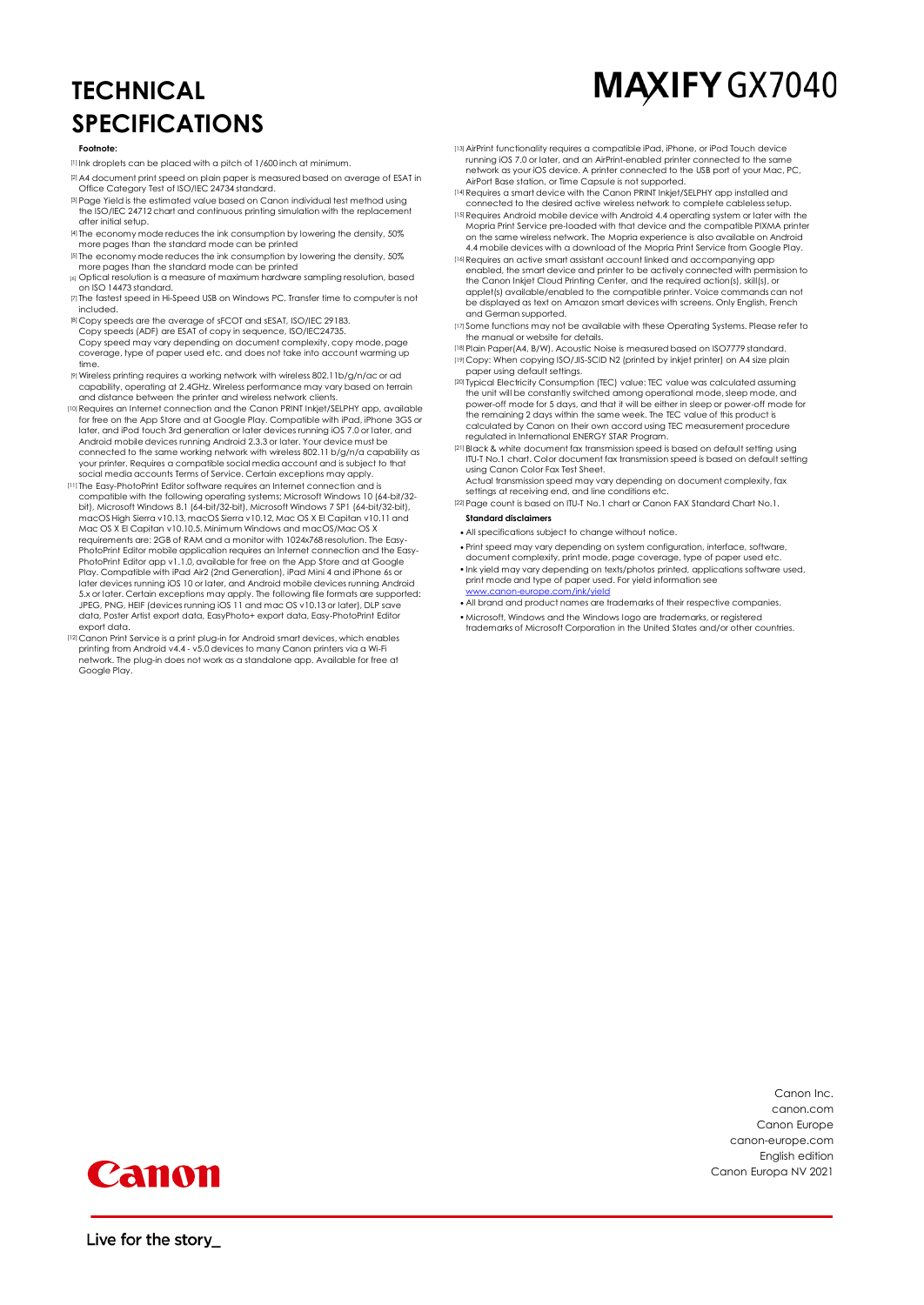# TECHNICAL SPECIFICATIONS

# MAXIFY GX7040

**Footnote:**

[1] Ink droplets can be placed with a pitch of 1/600 inch at minimum.

[2] A4 document print speed on plain paper is measured based on average of ESAT in Office Category Test of ISO/IEC 24734 standard.

[3] Page Yield is the estimated value based on Canon individual test method using the ISO/IEC 24712 chart and continuous printing simulation with the replacement after initial setup.

[4] The economy mode reduces the ink consumption by lowering the density, 50% more pages than the standard mode can be printed

[5] The economy mode reduces the ink consumption by lowering the density, 50% more pages than the standard mode can be printed

[6] Optical resolution is a measure of maximum hardware sampling resolution, based on ISO 14473 standard.

[7] The fastest speed in Hi-Speed USB on Windows PC. Transfer time to computer is not included.

[8] Copy speeds are the average of sFCOT and sESAT, ISO/IEC 29183.
Copy speeds (ADF) are ESAT of copy in sequence, ISO/IEC24735.
Copy speed may vary depending on document complexity, copy mode, page coverage, type of paper used etc. and does not take into account warming up time.

[9] Wireless printing requires a working network with wireless 802.11b/g/n/ac or ad capability, operating at 2.4GHz. Wireless performance may vary based on terrain and distance between the printer and wireless network clients.

[10] Requires an Internet connection and the Canon PRINT Inkjet/SELPHY app, available for free on the App Store and at Google Play. Compatible with iPad, iPhone 3GS or later, and iPod touch 3rd generation or later devices running iOS 7.0 or later, and Android mobile devices running Android 2.3.3 or later. Your device must be connected to the same working network with wireless 802.11 b/g/n/a capability as your printer. Requires a compatible social media account and is subject to that social media accounts Terms of Service. Certain exceptions may apply.

[11] The Easy-PhotoPrint Editor software requires an Internet connection and is compatible with the following operating systems: Microsoft Windows 10 (64-bit/32-bit), Microsoft Windows 8.1 (64-bit/32-bit), Microsoft Windows 7 SP1 (64-bit/32-bit), macOS High Sierra v10.13, macOS Sierra v10.12, Mac OS X El Capitan v10.11 and Mac OS X El Capitan v10.10.5. Minimum Windows and macOS/Mac OS X requirements are: 2GB of RAM and a monitor with 1024x768 resolution. The Easy-PhotoPrint Editor mobile application requires an Internet connection and the Easy-PhotoPrint Editor app v1.1.0, available for free on the App Store and at Google Play. Compatible with iPad Air2 (2nd Generation), iPad Mini 4 and iPhone 6s or later devices running iOS 10 or later, and Android mobile devices running Android 5.x or later. Certain exceptions may apply. The following file formats are supported: JPEG, PNG, HEIF (devices running iOS 11 and mac OS v10.13 or later), DLP save data, Poster Artist export data, EasyPhoto+ export data, Easy-PhotoPrint Editor export data.

[12] Canon Print Service is a print plug-in for Android smart devices, which enables printing from Android v4.4 - v5.0 devices to many Canon printers via a Wi-Fi network. The plug-in does not work as a standalone app. Available for free at Google Play.

[13] AirPrint functionality requires a compatible iPad, iPhone, or iPod Touch device running iOS 7.0 or later, and an AirPrint-enabled printer connected to the same network as your iOS device. A printer connected to the USB port of your Mac, PC, AirPort Base station, or Time Capsule is not supported.

[14] Requires a smart device with the Canon PRINT Inkjet/SELPHY app installed and connected to the desired active wireless network to complete cableless setup.

[15] Requires Android mobile device with Android 4.4 operating system or later with the Mopria Print Service pre-loaded with that device and the compatible PIXMA printer on the same wireless network. The Mopria experience is also available on Android 4.4 mobile devices with a download of the Mopria Print Service from Google Play.

[16] Requires an active smart assistant account linked and accompanying app enabled, the smart device and printer to be actively connected with permission to the Canon Inkjet Cloud Printing Center, and the required action(s), skill(s), or applet(s) available/enabled to the compatible printer. Voice commands can not be displayed as text on Amazon smart devices with screens. Only English, French and German supported.

[17] Some functions may not be available with these Operating Systems. Please refer to the manual or website for details.

[18] Plain Paper(A4, B/W). Acoustic Noise is measured based on ISO7779 standard.

[19] Copy: When copying ISO/JIS-SCID N2 (printed by inkjet printer) on A4 size plain paper using default settings.

[20] Typical Electricity Consumption (TEC) value: TEC value was calculated assuming the unit will be constantly switched among operational mode, sleep mode, and power-off mode for 5 days, and that it will be either in sleep or power-off mode for the remaining 2 days within the same week. The TEC value of this product is calculated by Canon on their own accord using TEC measurement procedure regulated in International ENERGY STAR Program.

[21] Black & white document fax transmission speed is based on default setting using ITU-T No.1 chart. Color document fax transmission speed is based on default setting using Canon Color Fax Test Sheet.
Actual transmission speed may vary depending on document complexity, fax settings at receiving end, and line conditions etc.

[22] Page count is based on ITU-T No.1 chart or Canon FAX Standard Chart No.1.

**Standard disclaimers**

- All specifications subject to change without notice.
- Print speed may vary depending on system configuration, interface, software, document complexity, print mode, page coverage, type of paper used etc.
- Ink yield may vary depending on texts/photos printed, applications software used, print mode and type of paper used. For yield information see www.canon-europe.com/ink/yield
- All brand and product names are trademarks of their respective companies.
- Microsoft, Windows and the Windows logo are trademarks, or registered trademarks of Microsoft Corporation in the United States and/or other countries.

Canon Inc.
canon.com
Canon Europe
canon-europe.com
English edition
Canon Europa NV 2021

Canon

Live for the story_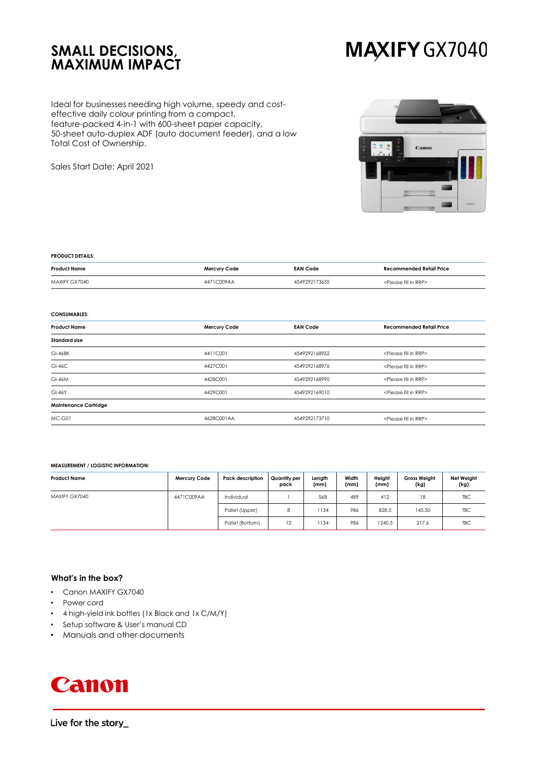# SMALL DECISIONS, MAXIMUM IMPACT

# MAXIFY GX7040

Ideal for businesses needing high volume, speedy and cost-effective daily colour printing from a compact, feature-packed 4-in-1 with 600-sheet paper capacity, 50-sheet auto-duplex ADF (auto document feeder), and a low Total Cost of Ownership.

Sales Start Date: April 2021

**PRODUCT DETAILS:**

| Product Name | Mercury Code | EAN Code | Recommended Retail Price |
|---|---|---|---|
| MAXIFY GX7040 | 4471C009AA | 4549292173635 | <Please fill in RRP> |

**CONSUMABLES:**

| Product Name | Mercury Code | EAN Code | Recommended Retail Price |
|---|---|---|---|
| **Standard size** | | | |
| GI-46BK | 4411C001 | 4549292168952 | <Please fill in RRP> |
| GI-46C | 4427C001 | 4549292168976 | <Please fill in RRP> |
| GI-46M | 4428C001 | 4549292168990 | <Please fill in RRP> |
| GI-46Y | 4429C001 | 4549292169010 | <Please fill in RRP> |
| **Maintenance Cartridge** | | | |
| MC-G01 | 4628C001AA | 4549292173710 | <Please fill in RRP> |

**MEASUREMENT / LOGISTIC INFORMATION:**

| Product Name | Mercury Code | Pack description | Quantity per pack | Length (mm) | Width (mm) | Height (mm) | Gross Weight (kg) | Net Weight (kg) |
|---|---|---|---|---|---|---|---|---|
| MAXIFY GX7040 | 4471C009AA | Individual | 1 | 568 | 489 | 412 | 18 | TBC |
| | | Pallet (Upper) | 8 | 1134 | 986 | 828.5 | 145.50 | TBC |
| | | Pallet (Bottom) | 12 | 1134 | 986 | 1240.5 | 217.6 | TBC |

### What's in the box?

- Canon MAXIFY GX7040
- Power cord
- 4 high-yield ink bottles (1x Black and 1x C/M/Y)
- Setup software & User's manual CD
- Manuals and other documents

Canon

Live for the story_